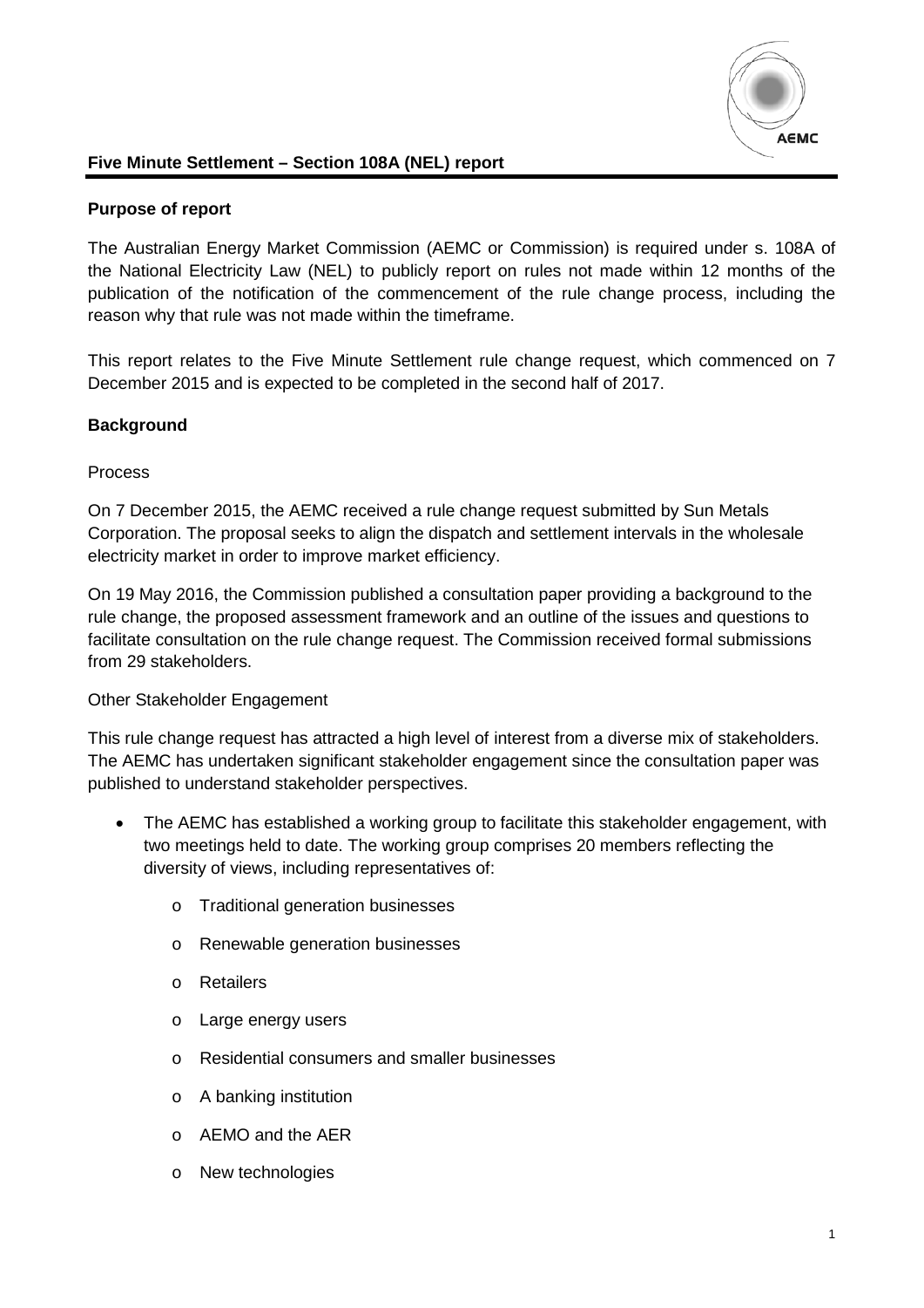# Five Minute Settlement – Section 108A (NEL) report

## Purpose of report

The Australian Energy Market Commission (AEMC or Commission) is required under s. 108A of the National Electricity Law (NEL) to publicly report on rules not made within 12 months of the publication of the notification of the commencement of the rule change process, including the reason why that rule was not made within the timeframe.

This report relates to the Five Minute Settlement rule change request, which commenced on 7 December 2015 and is expected to be completed in the second half of 2017.

## Background

### Process

On 7 December 2015, the AEMC received a rule change request submitted by Sun Metals Corporation. The proposal seeks to align the dispatch and settlement intervals in the wholesale electricity market in order to improve market efficiency.

On 19 May 2016, the Commission published a consultation paper providing a background to the rule change, the proposed assessment framework and an outline of the issues and questions to facilitate consultation on the rule change request. The Commission received formal submissions from 29 stakeholders.

### Other Stakeholder Engagement

This rule change request has attracted a high level of interest from a diverse mix of stakeholders. The AEMC has undertaken significant stakeholder engagement since the consultation paper was published to understand stakeholder perspectives.

- The AEMC has established a working group to facilitate this stakeholder engagement, with two meetings held to date. The working group comprises 20 members reflecting the diversity of views, including representatives of:
  - Traditional generation businesses
  - Renewable generation businesses
  - Retailers
  - Large energy users
  - Residential consumers and smaller businesses
  - A banking institution
  - AEMO and the AER
  - New technologies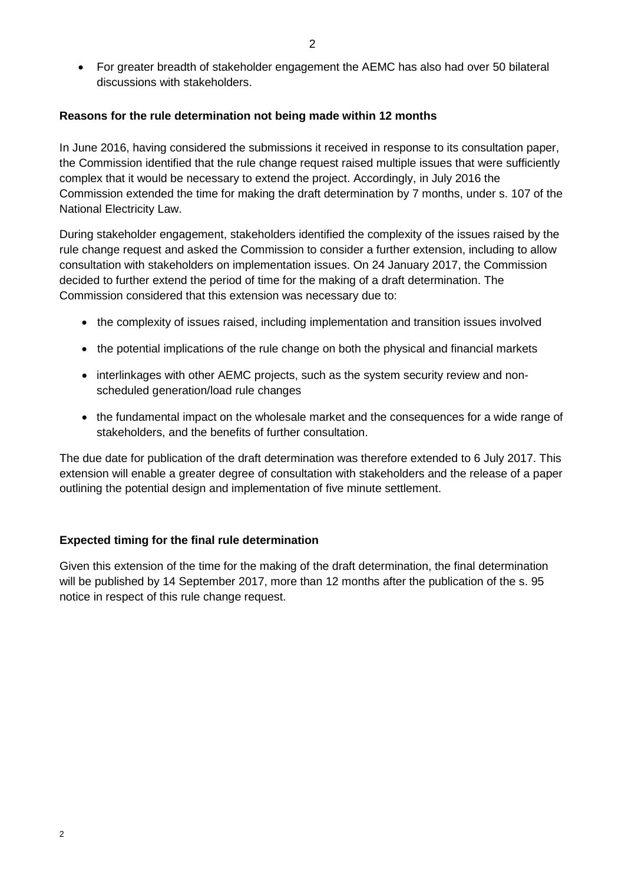- For greater breadth of stakeholder engagement the AEMC has also had over 50 bilateral discussions with stakeholders.

**Reasons for the rule determination not being made within 12 months**

In June 2016, having considered the submissions it received in response to its consultation paper, the Commission identified that the rule change request raised multiple issues that were sufficiently complex that it would be necessary to extend the project. Accordingly, in July 2016 the Commission extended the time for making the draft determination by 7 months, under s. 107 of the National Electricity Law.

During stakeholder engagement, stakeholders identified the complexity of the issues raised by the rule change request and asked the Commission to consider a further extension, including to allow consultation with stakeholders on implementation issues. On 24 January 2017, the Commission decided to further extend the period of time for the making of a draft determination. The Commission considered that this extension was necessary due to:

- the complexity of issues raised, including implementation and transition issues involved
- the potential implications of the rule change on both the physical and financial markets
- interlinkages with other AEMC projects, such as the system security review and non-scheduled generation/load rule changes
- the fundamental impact on the wholesale market and the consequences for a wide range of stakeholders, and the benefits of further consultation.

The due date for publication of the draft determination was therefore extended to 6 July 2017. This extension will enable a greater degree of consultation with stakeholders and the release of a paper outlining the potential design and implementation of five minute settlement.

**Expected timing for the final rule determination**

Given this extension of the time for the making of the draft determination, the final determination will be published by 14 September 2017, more than 12 months after the publication of the s. 95 notice in respect of this rule change request.